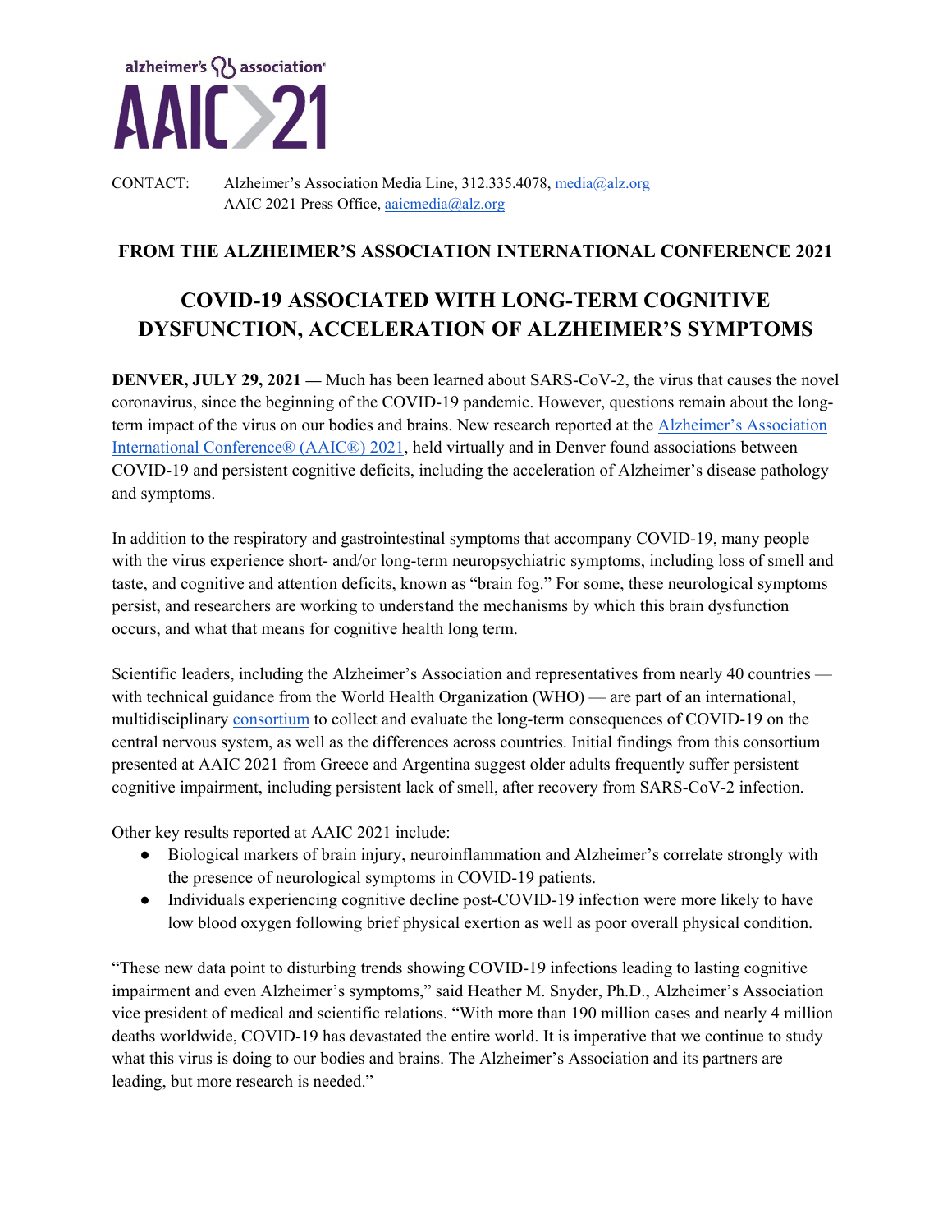alzheimer's association

AAIC>21

CONTACT: Alzheimer's Association Media Line, 312.335.4078, media@alz.org
AAIC 2021 Press Office, aaicmedia@alz.org

**FROM THE ALZHEIMER'S ASSOCIATION INTERNATIONAL CONFERENCE 2021**

# COVID-19 ASSOCIATED WITH LONG-TERM COGNITIVE DYSFUNCTION, ACCELERATION OF ALZHEIMER'S SYMPTOMS

**DENVER, JULY 29, 2021 —** Much has been learned about SARS-CoV-2, the virus that causes the novel coronavirus, since the beginning of the COVID-19 pandemic. However, questions remain about the long-term impact of the virus on our bodies and brains. New research reported at the Alzheimer's Association International Conference® (AAIC®) 2021, held virtually and in Denver found associations between COVID-19 and persistent cognitive deficits, including the acceleration of Alzheimer's disease pathology and symptoms.

In addition to the respiratory and gastrointestinal symptoms that accompany COVID-19, many people with the virus experience short- and/or long-term neuropsychiatric symptoms, including loss of smell and taste, and cognitive and attention deficits, known as "brain fog." For some, these neurological symptoms persist, and researchers are working to understand the mechanisms by which this brain dysfunction occurs, and what that means for cognitive health long term.

Scientific leaders, including the Alzheimer's Association and representatives from nearly 40 countries — with technical guidance from the World Health Organization (WHO) — are part of an international, multidisciplinary consortium to collect and evaluate the long-term consequences of COVID-19 on the central nervous system, as well as the differences across countries. Initial findings from this consortium presented at AAIC 2021 from Greece and Argentina suggest older adults frequently suffer persistent cognitive impairment, including persistent lack of smell, after recovery from SARS-CoV-2 infection.

Other key results reported at AAIC 2021 include:

- Biological markers of brain injury, neuroinflammation and Alzheimer's correlate strongly with the presence of neurological symptoms in COVID-19 patients.
- Individuals experiencing cognitive decline post-COVID-19 infection were more likely to have low blood oxygen following brief physical exertion as well as poor overall physical condition.

"These new data point to disturbing trends showing COVID-19 infections leading to lasting cognitive impairment and even Alzheimer's symptoms," said Heather M. Snyder, Ph.D., Alzheimer's Association vice president of medical and scientific relations. "With more than 190 million cases and nearly 4 million deaths worldwide, COVID-19 has devastated the entire world. It is imperative that we continue to study what this virus is doing to our bodies and brains. The Alzheimer's Association and its partners are leading, but more research is needed."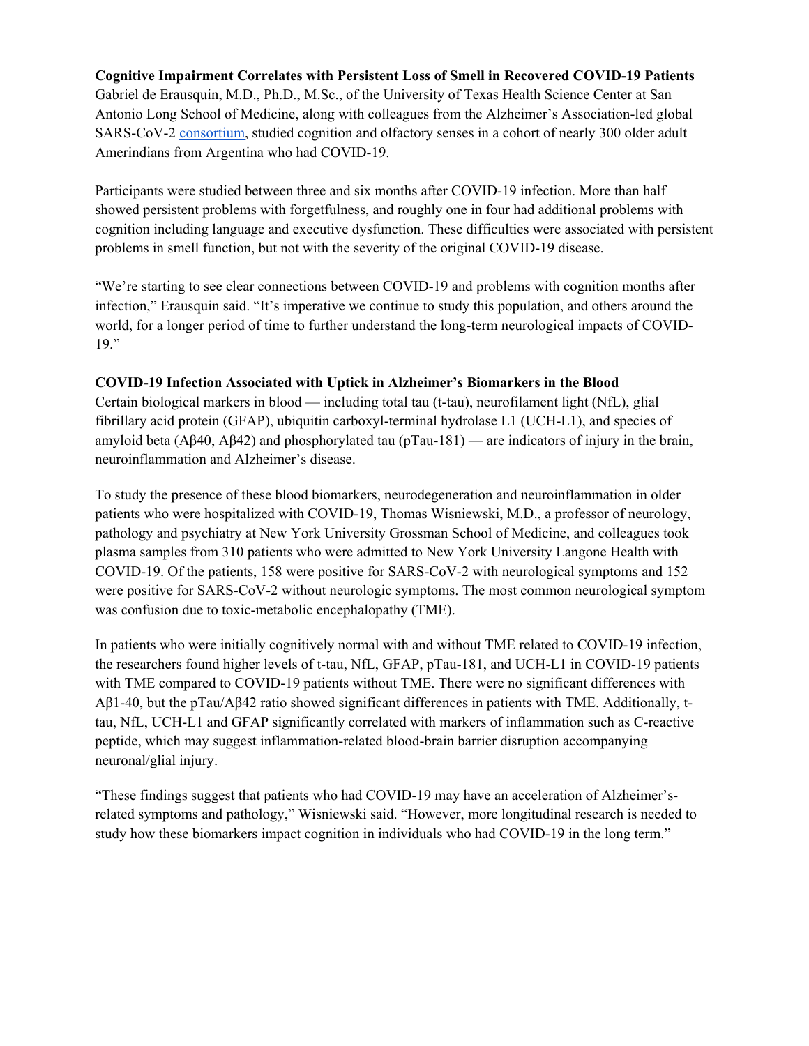**Cognitive Impairment Correlates with Persistent Loss of Smell in Recovered COVID-19 Patients**
Gabriel de Erausquin, M.D., Ph.D., M.Sc., of the University of Texas Health Science Center at San Antonio Long School of Medicine, along with colleagues from the Alzheimer's Association-led global SARS-CoV-2 [consortium](), studied cognition and olfactory senses in a cohort of nearly 300 older adult Amerindians from Argentina who had COVID-19.

Participants were studied between three and six months after COVID-19 infection. More than half showed persistent problems with forgetfulness, and roughly one in four had additional problems with cognition including language and executive dysfunction. These difficulties were associated with persistent problems in smell function, but not with the severity of the original COVID-19 disease.

"We're starting to see clear connections between COVID-19 and problems with cognition months after infection," Erausquin said. "It's imperative we continue to study this population, and others around the world, for a longer period of time to further understand the long-term neurological impacts of COVID-19."

**COVID-19 Infection Associated with Uptick in Alzheimer's Biomarkers in the Blood**
Certain biological markers in blood — including total tau (t-tau), neurofilament light (NfL), glial fibrillary acid protein (GFAP), ubiquitin carboxyl-terminal hydrolase L1 (UCH-L1), and species of amyloid beta (Aβ40, Aβ42) and phosphorylated tau (pTau-181) — are indicators of injury in the brain, neuroinflammation and Alzheimer's disease.

To study the presence of these blood biomarkers, neurodegeneration and neuroinflammation in older patients who were hospitalized with COVID-19, Thomas Wisniewski, M.D., a professor of neurology, pathology and psychiatry at New York University Grossman School of Medicine, and colleagues took plasma samples from 310 patients who were admitted to New York University Langone Health with COVID-19. Of the patients, 158 were positive for SARS-CoV-2 with neurological symptoms and 152 were positive for SARS-CoV-2 without neurologic symptoms. The most common neurological symptom was confusion due to toxic-metabolic encephalopathy (TME).

In patients who were initially cognitively normal with and without TME related to COVID-19 infection, the researchers found higher levels of t-tau, NfL, GFAP, pTau-181, and UCH-L1 in COVID-19 patients with TME compared to COVID-19 patients without TME. There were no significant differences with Aβ1-40, but the pTau/Aβ42 ratio showed significant differences in patients with TME. Additionally, t-tau, NfL, UCH-L1 and GFAP significantly correlated with markers of inflammation such as C-reactive peptide, which may suggest inflammation-related blood-brain barrier disruption accompanying neuronal/glial injury.

"These findings suggest that patients who had COVID-19 may have an acceleration of Alzheimer's-related symptoms and pathology," Wisniewski said. "However, more longitudinal research is needed to study how these biomarkers impact cognition in individuals who had COVID-19 in the long term."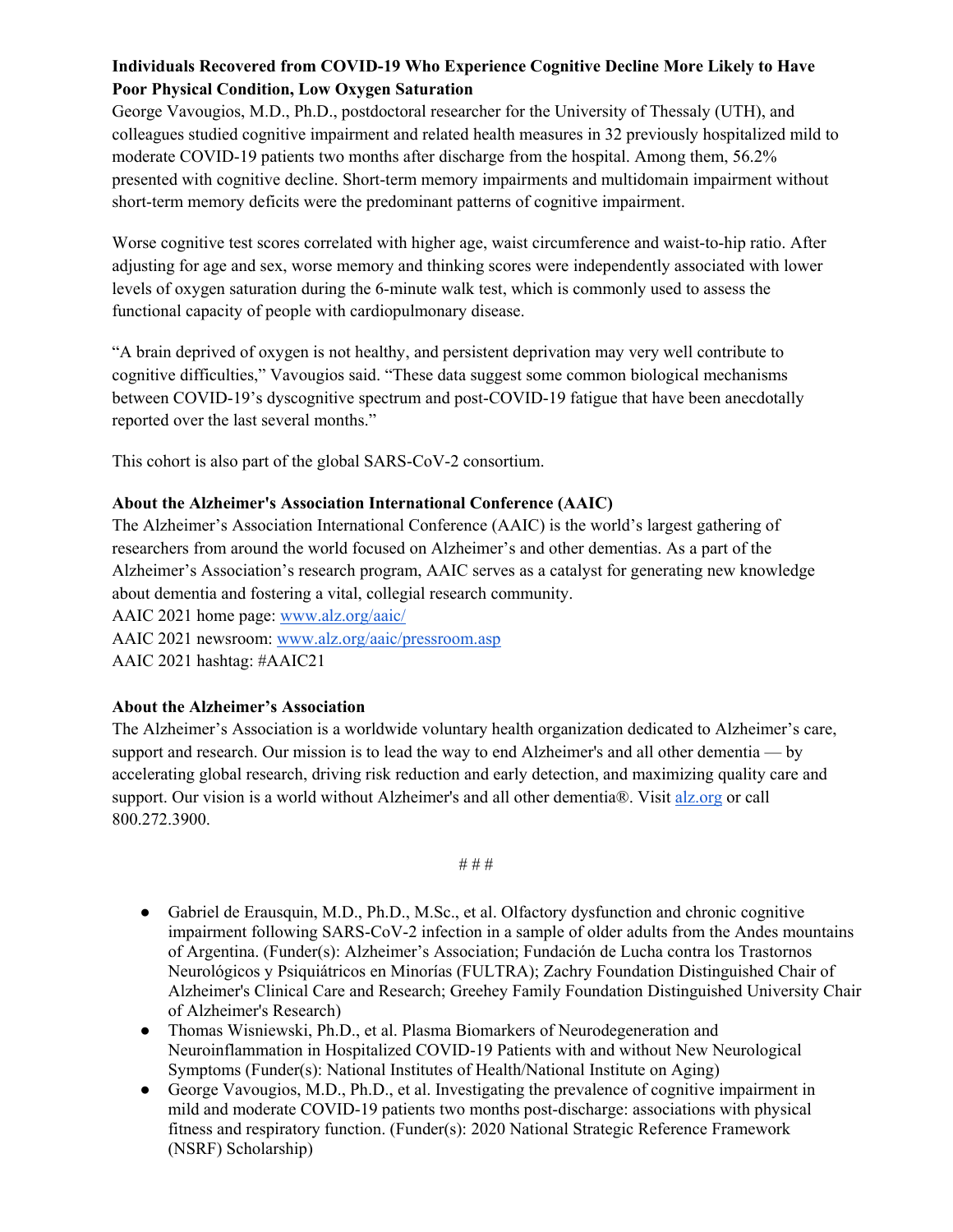**Individuals Recovered from COVID-19 Who Experience Cognitive Decline More Likely to Have Poor Physical Condition, Low Oxygen Saturation**

George Vavougios, M.D., Ph.D., postdoctoral researcher for the University of Thessaly (UTH), and colleagues studied cognitive impairment and related health measures in 32 previously hospitalized mild to moderate COVID-19 patients two months after discharge from the hospital. Among them, 56.2% presented with cognitive decline. Short-term memory impairments and multidomain impairment without short-term memory deficits were the predominant patterns of cognitive impairment.

Worse cognitive test scores correlated with higher age, waist circumference and waist-to-hip ratio. After adjusting for age and sex, worse memory and thinking scores were independently associated with lower levels of oxygen saturation during the 6-minute walk test, which is commonly used to assess the functional capacity of people with cardiopulmonary disease.

"A brain deprived of oxygen is not healthy, and persistent deprivation may very well contribute to cognitive difficulties," Vavougios said. "These data suggest some common biological mechanisms between COVID-19's dyscognitive spectrum and post-COVID-19 fatigue that have been anecdotally reported over the last several months."

This cohort is also part of the global SARS-CoV-2 consortium.

**About the Alzheimer's Association International Conference (AAIC)**

The Alzheimer's Association International Conference (AAIC) is the world's largest gathering of researchers from around the world focused on Alzheimer's and other dementias. As a part of the Alzheimer's Association's research program, AAIC serves as a catalyst for generating new knowledge about dementia and fostering a vital, collegial research community.

AAIC 2021 home page: www.alz.org/aaic/

AAIC 2021 newsroom: www.alz.org/aaic/pressroom.asp

AAIC 2021 hashtag: #AAIC21

**About the Alzheimer's Association**

The Alzheimer's Association is a worldwide voluntary health organization dedicated to Alzheimer's care, support and research. Our mission is to lead the way to end Alzheimer's and all other dementia — by accelerating global research, driving risk reduction and early detection, and maximizing quality care and support. Our vision is a world without Alzheimer's and all other dementia®. Visit alz.org or call 800.272.3900.

# # #

- Gabriel de Erausquin, M.D., Ph.D., M.Sc., et al. Olfactory dysfunction and chronic cognitive impairment following SARS-CoV-2 infection in a sample of older adults from the Andes mountains of Argentina. (Funder(s): Alzheimer's Association; Fundación de Lucha contra los Trastornos Neurológicos y Psiquiátricos en Minorías (FULTRA); Zachry Foundation Distinguished Chair of Alzheimer's Clinical Care and Research; Greehey Family Foundation Distinguished University Chair of Alzheimer's Research)
- Thomas Wisniewski, Ph.D., et al. Plasma Biomarkers of Neurodegeneration and Neuroinflammation in Hospitalized COVID-19 Patients with and without New Neurological Symptoms (Funder(s): National Institutes of Health/National Institute on Aging)
- George Vavougios, M.D., Ph.D., et al. Investigating the prevalence of cognitive impairment in mild and moderate COVID-19 patients two months post-discharge: associations with physical fitness and respiratory function. (Funder(s): 2020 National Strategic Reference Framework (NSRF) Scholarship)